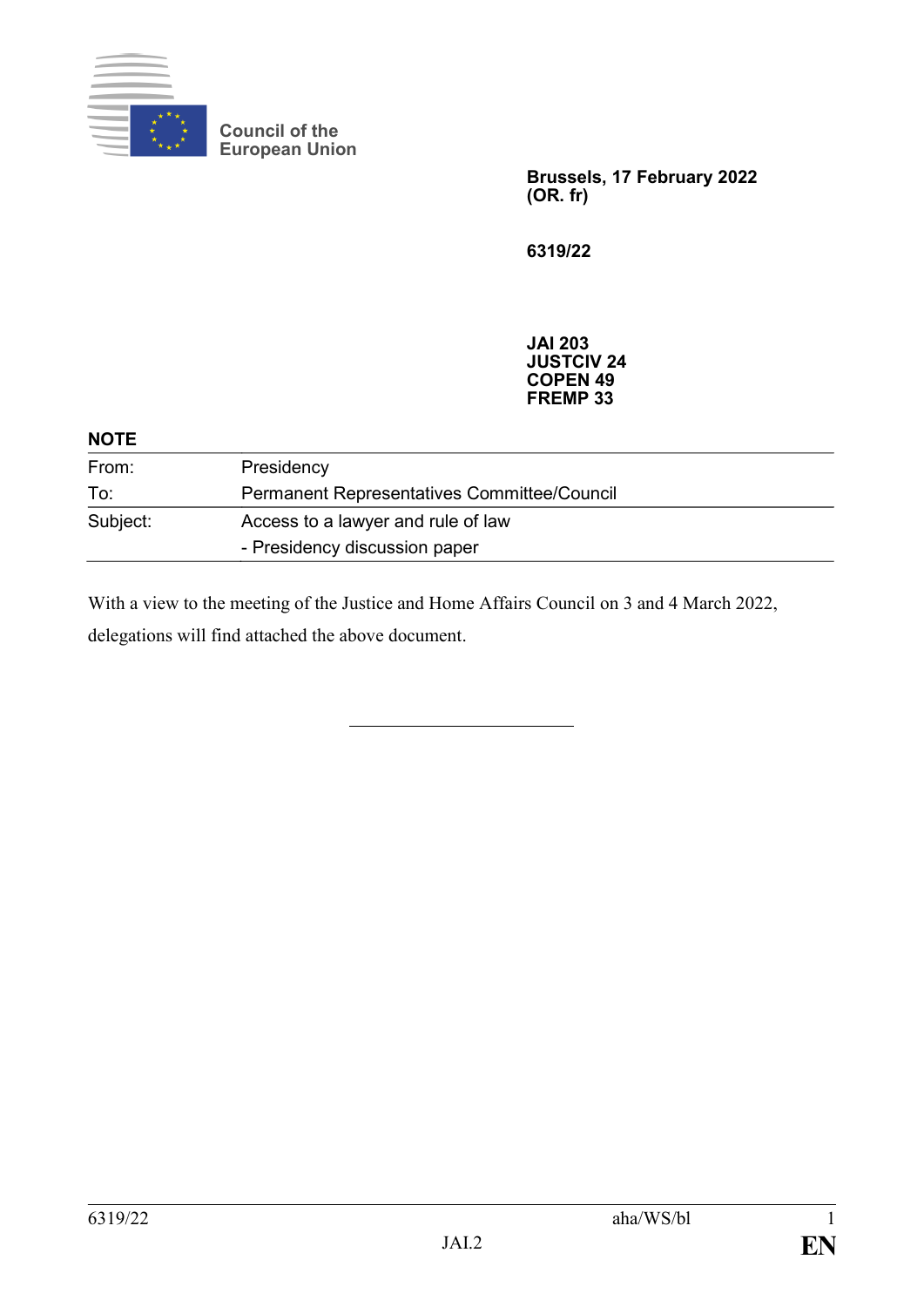Council of the European Union

**Brussels, 17 February 2022**
**(OR. fr)**

**6319/22**

**JAI 203**
**JUSTCIV 24**
**COPEN 49**
**FREMP 33**

**NOTE**

| | |
|---|---|
| From: | Presidency |
| To: | Permanent Representatives Committee/Council |
| Subject: | Access to a lawyer and rule of law<br>- Presidency discussion paper |

With a view to the meeting of the Justice and Home Affairs Council on 3 and 4 March 2022, delegations will find attached the above document.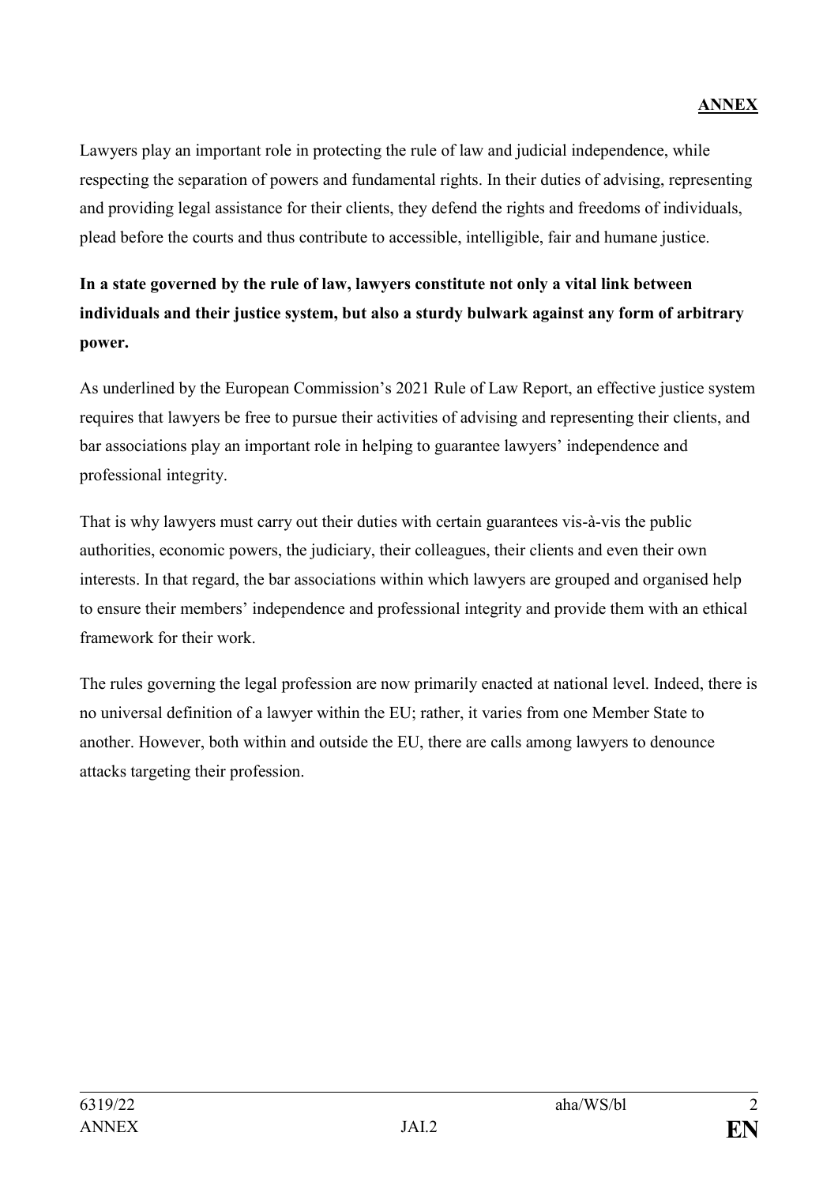**ANNEX**

Lawyers play an important role in protecting the rule of law and judicial independence, while respecting the separation of powers and fundamental rights. In their duties of advising, representing and providing legal assistance for their clients, they defend the rights and freedoms of individuals, plead before the courts and thus contribute to accessible, intelligible, fair and humane justice.

**In a state governed by the rule of law, lawyers constitute not only a vital link between individuals and their justice system, but also a sturdy bulwark against any form of arbitrary power.**

As underlined by the European Commission's 2021 Rule of Law Report, an effective justice system requires that lawyers be free to pursue their activities of advising and representing their clients, and bar associations play an important role in helping to guarantee lawyers' independence and professional integrity.

That is why lawyers must carry out their duties with certain guarantees vis-à-vis the public authorities, economic powers, the judiciary, their colleagues, their clients and even their own interests. In that regard, the bar associations within which lawyers are grouped and organised help to ensure their members' independence and professional integrity and provide them with an ethical framework for their work.

The rules governing the legal profession are now primarily enacted at national level. Indeed, there is no universal definition of a lawyer within the EU; rather, it varies from one Member State to another. However, both within and outside the EU, there are calls among lawyers to denounce attacks targeting their profession.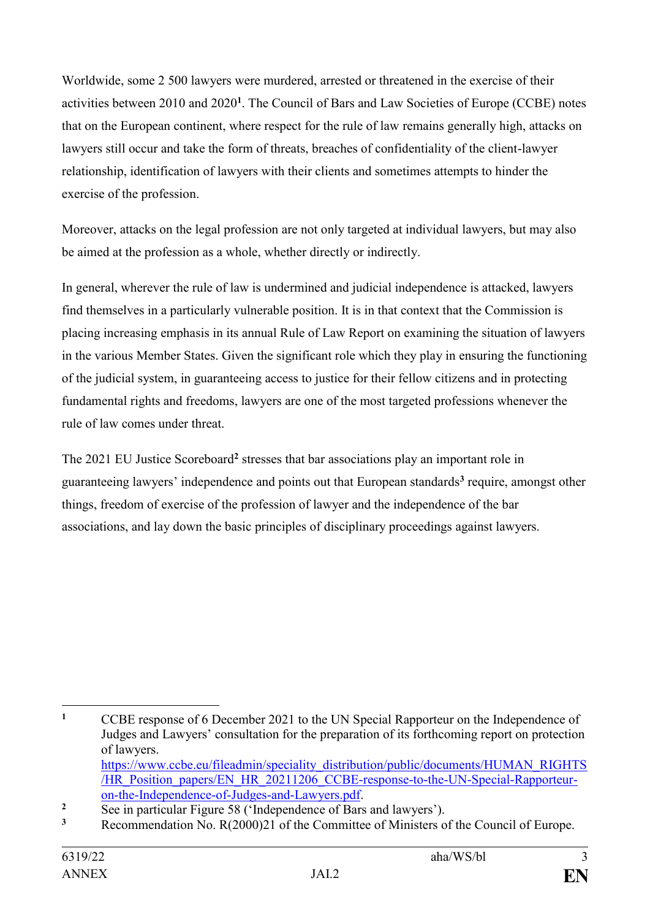Worldwide, some 2 500 lawyers were murdered, arrested or threatened in the exercise of their activities between 2010 and 2020[1]. The Council of Bars and Law Societies of Europe (CCBE) notes that on the European continent, where respect for the rule of law remains generally high, attacks on lawyers still occur and take the form of threats, breaches of confidentiality of the client-lawyer relationship, identification of lawyers with their clients and sometimes attempts to hinder the exercise of the profession.

Moreover, attacks on the legal profession are not only targeted at individual lawyers, but may also be aimed at the profession as a whole, whether directly or indirectly.

In general, wherever the rule of law is undermined and judicial independence is attacked, lawyers find themselves in a particularly vulnerable position. It is in that context that the Commission is placing increasing emphasis in its annual Rule of Law Report on examining the situation of lawyers in the various Member States. Given the significant role which they play in ensuring the functioning of the judicial system, in guaranteeing access to justice for their fellow citizens and in protecting fundamental rights and freedoms, lawyers are one of the most targeted professions whenever the rule of law comes under threat.

The 2021 EU Justice Scoreboard[2] stresses that bar associations play an important role in guaranteeing lawyers' independence and points out that European standards[3] require, amongst other things, freedom of exercise of the profession of lawyer and the independence of the bar associations, and lay down the basic principles of disciplinary proceedings against lawyers.

---

[1] CCBE response of 6 December 2021 to the UN Special Rapporteur on the Independence of Judges and Lawyers' consultation for the preparation of its forthcoming report on protection of lawyers. https://www.ccbe.eu/fileadmin/speciality_distribution/public/documents/HUMAN_RIGHTS/HR_Position_papers/EN_HR_20211206_CCBE-response-to-the-UN-Special-Rapporteur-on-the-Independence-of-Judges-and-Lawyers.pdf.

[2] See in particular Figure 58 ('Independence of Bars and lawyers').

[3] Recommendation No. R(2000)21 of the Committee of Ministers of the Council of Europe.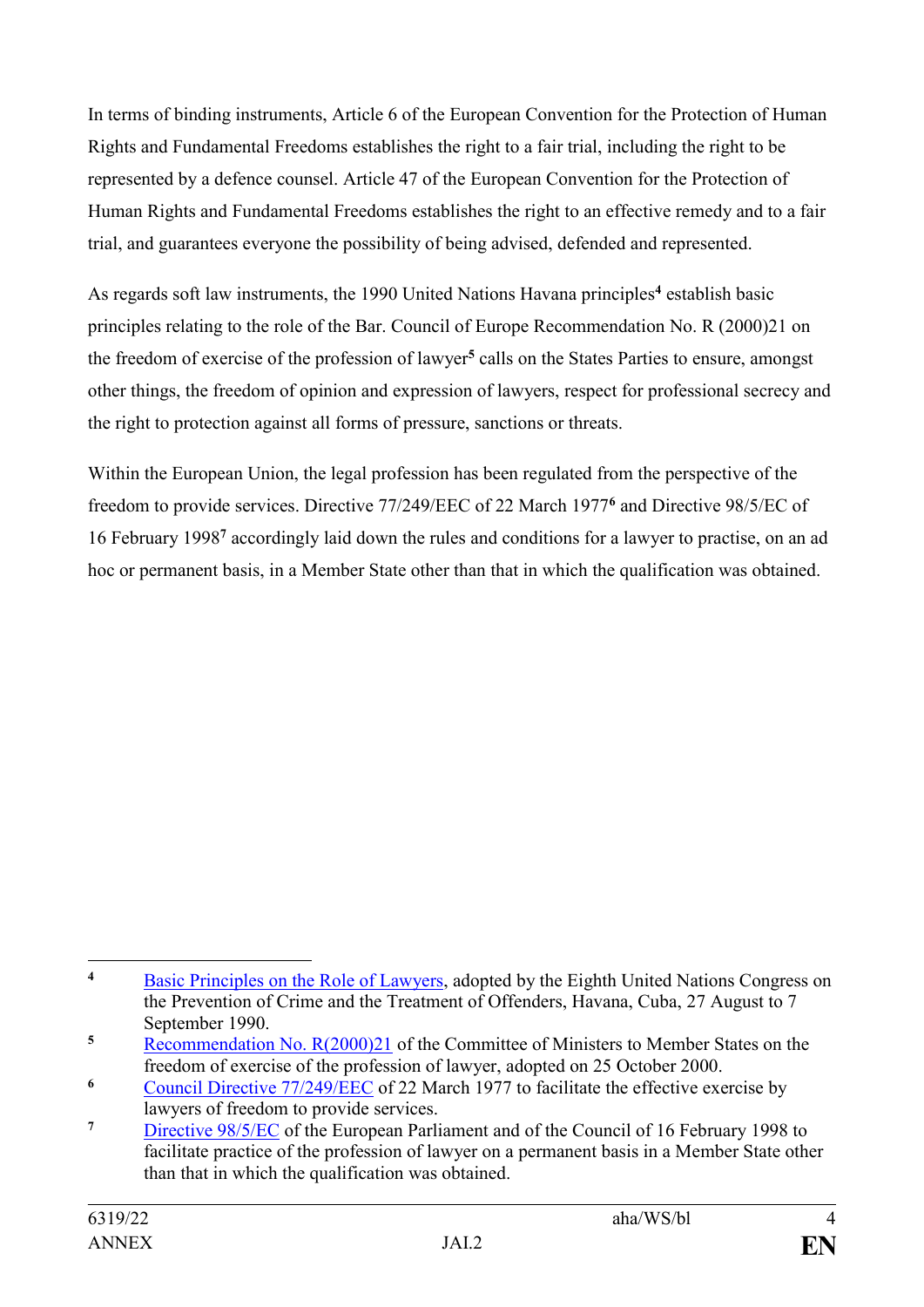In terms of binding instruments, Article 6 of the European Convention for the Protection of Human Rights and Fundamental Freedoms establishes the right to a fair trial, including the right to be represented by a defence counsel. Article 47 of the European Convention for the Protection of Human Rights and Fundamental Freedoms establishes the right to an effective remedy and to a fair trial, and guarantees everyone the possibility of being advised, defended and represented.

As regards soft law instruments, the 1990 United Nations Havana principles[4] establish basic principles relating to the role of the Bar. Council of Europe Recommendation No. R (2000)21 on the freedom of exercise of the profession of lawyer[5] calls on the States Parties to ensure, amongst other things, the freedom of opinion and expression of lawyers, respect for professional secrecy and the right to protection against all forms of pressure, sanctions or threats.

Within the European Union, the legal profession has been regulated from the perspective of the freedom to provide services. Directive 77/249/EEC of 22 March 1977[6] and Directive 98/5/EC of 16 February 1998[7] accordingly laid down the rules and conditions for a lawyer to practise, on an ad hoc or permanent basis, in a Member State other than that in which the qualification was obtained.

---

[4] Basic Principles on the Role of Lawyers, adopted by the Eighth United Nations Congress on the Prevention of Crime and the Treatment of Offenders, Havana, Cuba, 27 August to 7 September 1990.

[5] Recommendation No. R(2000)21 of the Committee of Ministers to Member States on the freedom of exercise of the profession of lawyer, adopted on 25 October 2000.

[6] Council Directive 77/249/EEC of 22 March 1977 to facilitate the effective exercise by lawyers of freedom to provide services.

[7] Directive 98/5/EC of the European Parliament and of the Council of 16 February 1998 to facilitate practice of the profession of lawyer on a permanent basis in a Member State other than that in which the qualification was obtained.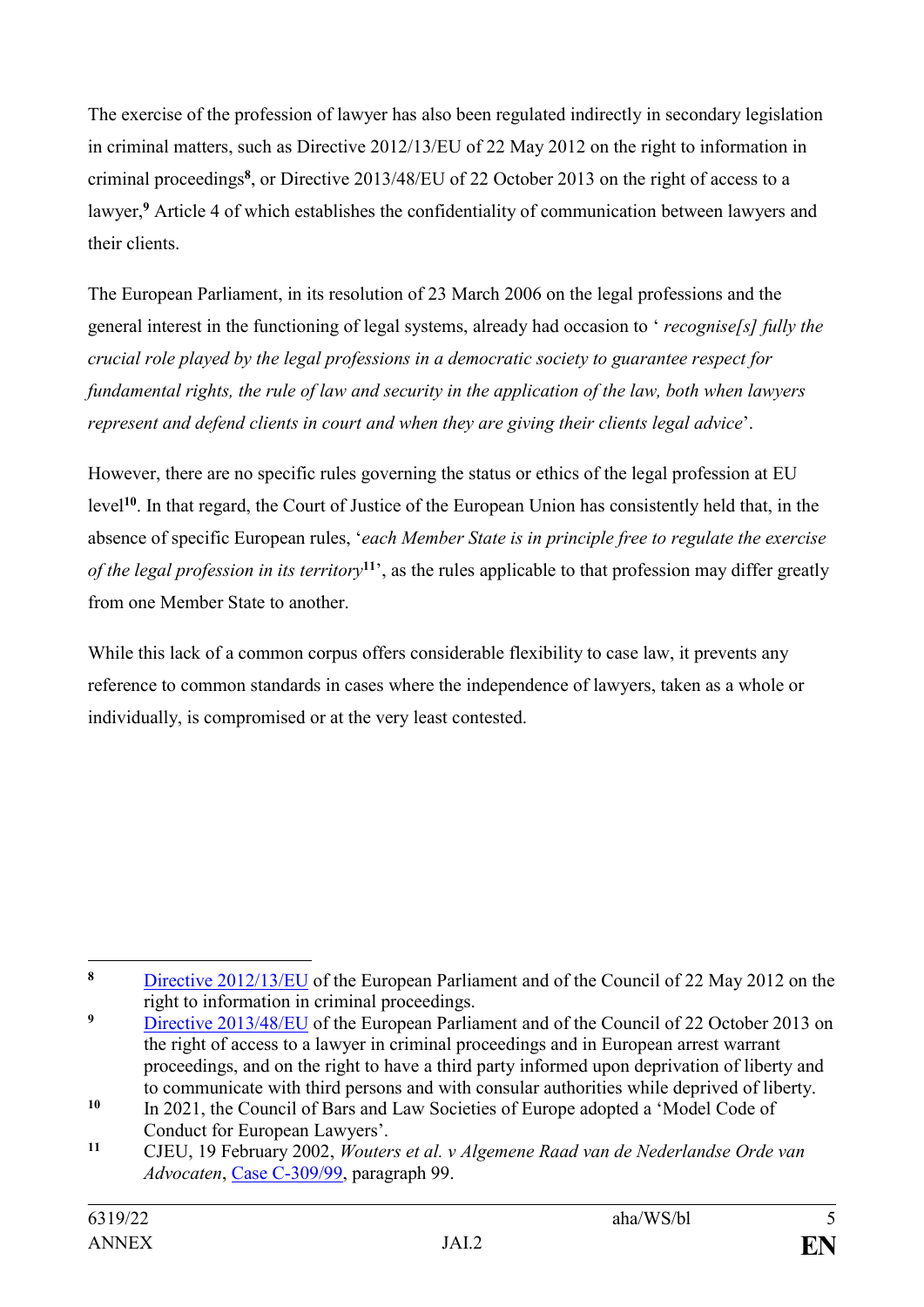The exercise of the profession of lawyer has also been regulated indirectly in secondary legislation in criminal matters, such as Directive 2012/13/EU of 22 May 2012 on the right to information in criminal proceedings[8], or Directive 2013/48/EU of 22 October 2013 on the right of access to a lawyer,[9] Article 4 of which establishes the confidentiality of communication between lawyers and their clients.

The European Parliament, in its resolution of 23 March 2006 on the legal professions and the general interest in the functioning of legal systems, already had occasion to ' *recognise[s] fully the crucial role played by the legal professions in a democratic society to guarantee respect for fundamental rights, the rule of law and security in the application of the law, both when lawyers represent and defend clients in court and when they are giving their clients legal advice*'.

However, there are no specific rules governing the status or ethics of the legal profession at EU level[10]. In that regard, the Court of Justice of the European Union has consistently held that, in the absence of specific European rules, '*each Member State is in principle free to regulate the exercise of the legal profession in its territory*[11]', as the rules applicable to that profession may differ greatly from one Member State to another.

While this lack of a common corpus offers considerable flexibility to case law, it prevents any reference to common standards in cases where the independence of lawyers, taken as a whole or individually, is compromised or at the very least contested.

---

[8] Directive 2012/13/EU of the European Parliament and of the Council of 22 May 2012 on the right to information in criminal proceedings.

[9] Directive 2013/48/EU of the European Parliament and of the Council of 22 October 2013 on the right of access to a lawyer in criminal proceedings and in European arrest warrant proceedings, and on the right to have a third party informed upon deprivation of liberty and to communicate with third persons and with consular authorities while deprived of liberty.

[10] In 2021, the Council of Bars and Law Societies of Europe adopted a 'Model Code of Conduct for European Lawyers'.

[11] CJEU, 19 February 2002, *Wouters et al. v Algemene Raad van de Nederlandse Orde van Advocaten*, Case C-309/99, paragraph 99.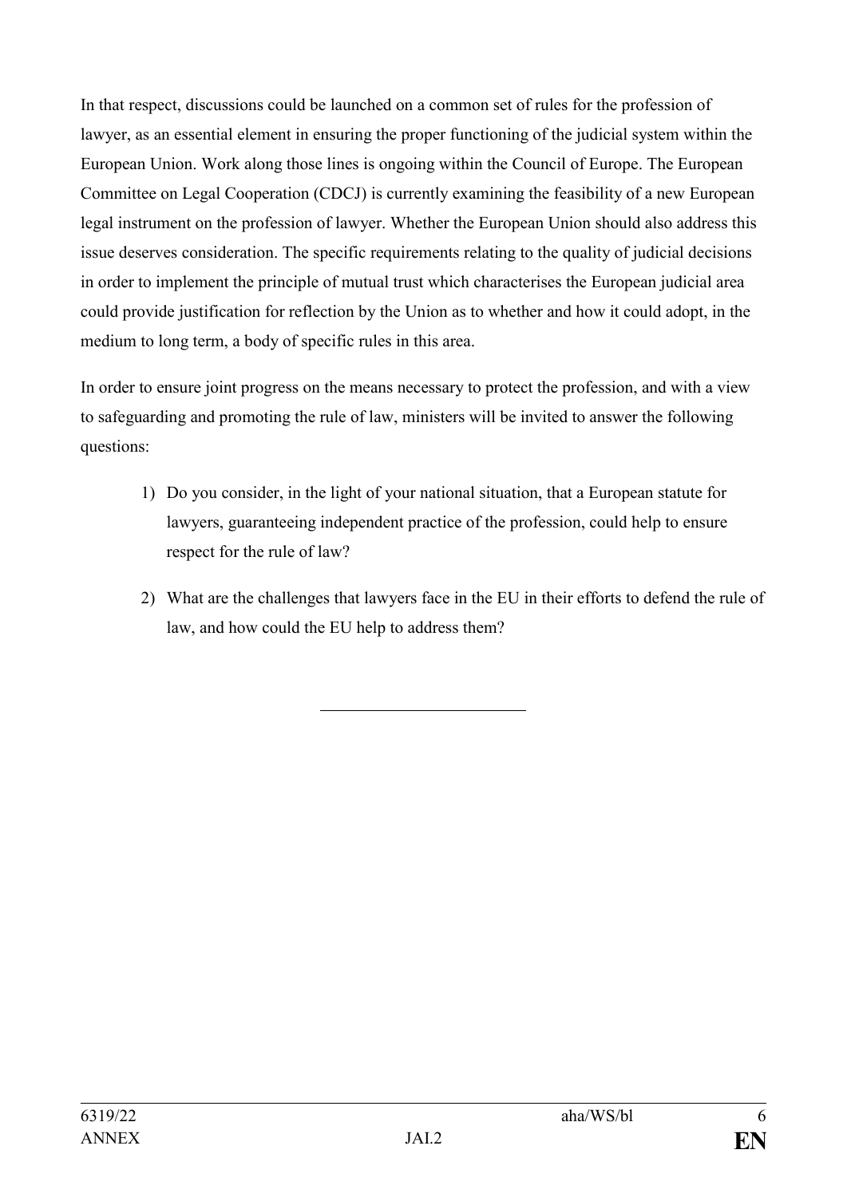In that respect, discussions could be launched on a common set of rules for the profession of lawyer, as an essential element in ensuring the proper functioning of the judicial system within the European Union. Work along those lines is ongoing within the Council of Europe. The European Committee on Legal Cooperation (CDCJ) is currently examining the feasibility of a new European legal instrument on the profession of lawyer. Whether the European Union should also address this issue deserves consideration. The specific requirements relating to the quality of judicial decisions in order to implement the principle of mutual trust which characterises the European judicial area could provide justification for reflection by the Union as to whether and how it could adopt, in the medium to long term, a body of specific rules in this area.

In order to ensure joint progress on the means necessary to protect the profession, and with a view to safeguarding and promoting the rule of law, ministers will be invited to answer the following questions:

1) Do you consider, in the light of your national situation, that a European statute for lawyers, guaranteeing independent practice of the profession, could help to ensure respect for the rule of law?

2) What are the challenges that lawyers face in the EU in their efforts to defend the rule of law, and how could the EU help to address them?